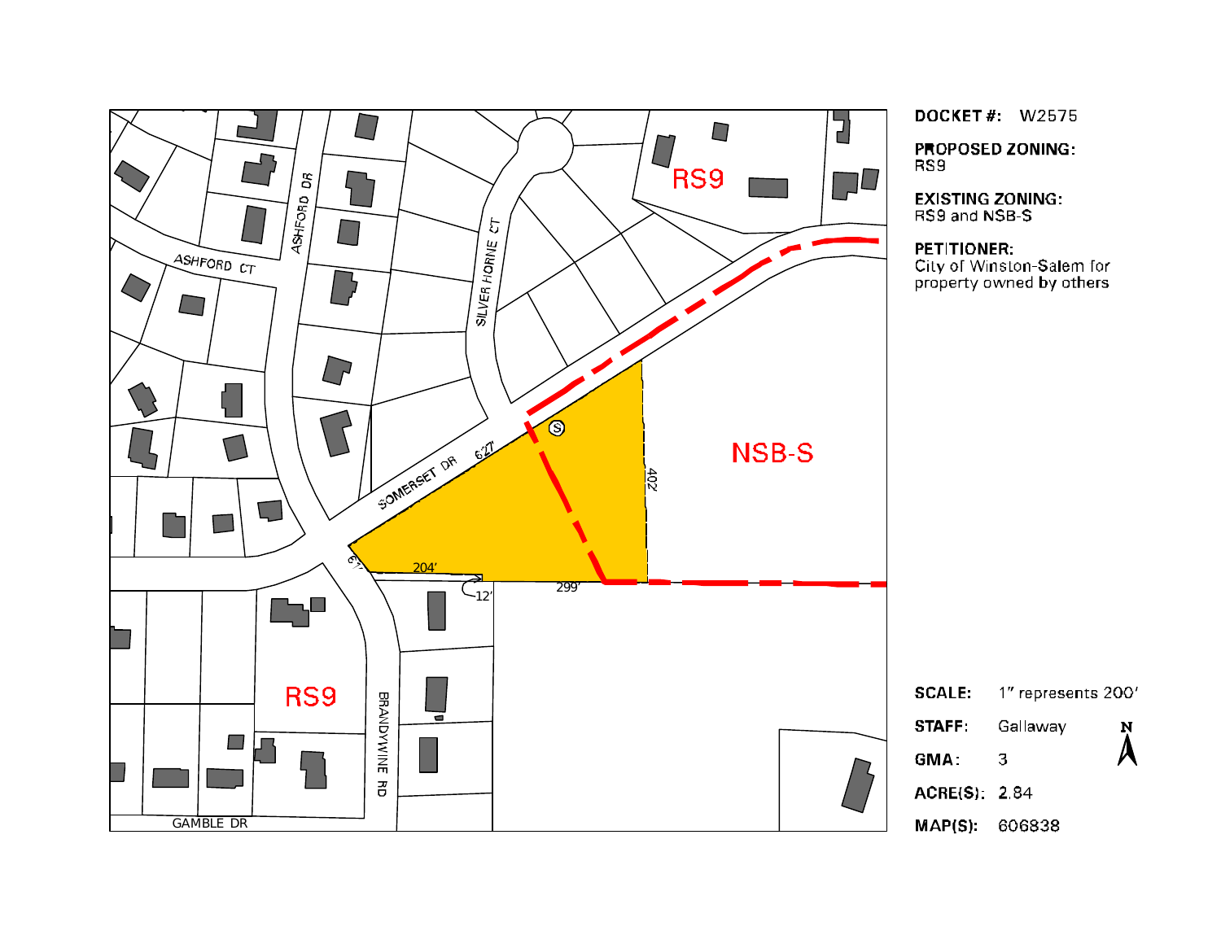**DOCKET #:** W2575

**PROPOSED ZONING:**
RS9

**EXISTING ZONING:**
RS9 and NSB-S

**PETITIONER:**
City of Winston-Salem for property owned by others

RS9

NSB-S

RS9

ASHFORD CT

ASHFORD DR

SILVER HORNE CT

SOMERSET DR

BRANDYWINE RD

GAMBLE DR

627'

402'

204'

299'

12'

**SCALE:** 1" represents 200'

**STAFF:** Gallaway

**GMA:** 3

**ACRE(S):** 2.84

**MAP(S):** 606838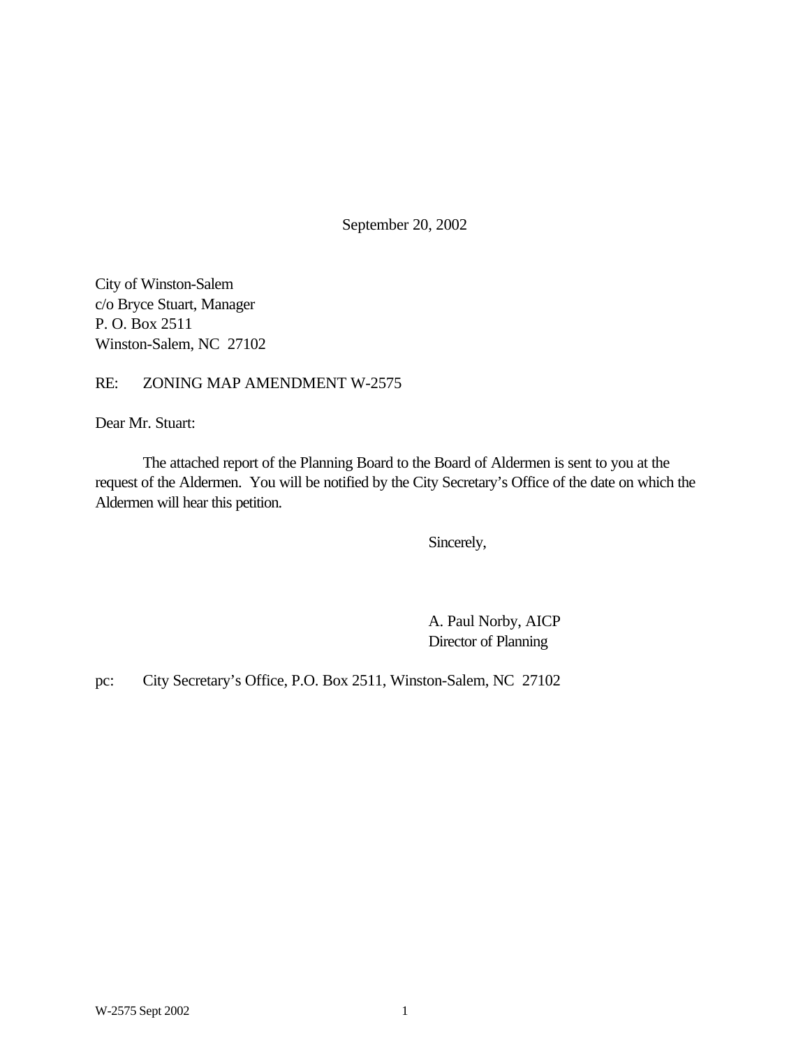September 20, 2002

City of Winston-Salem
c/o Bryce Stuart, Manager
P. O. Box 2511
Winston-Salem, NC 27102

RE: ZONING MAP AMENDMENT W-2575

Dear Mr. Stuart:

The attached report of the Planning Board to the Board of Aldermen is sent to you at the request of the Aldermen. You will be notified by the City Secretary's Office of the date on which the Aldermen will hear this petition.

Sincerely,

A. Paul Norby, AICP
Director of Planning

pc: City Secretary's Office, P.O. Box 2511, Winston-Salem, NC 27102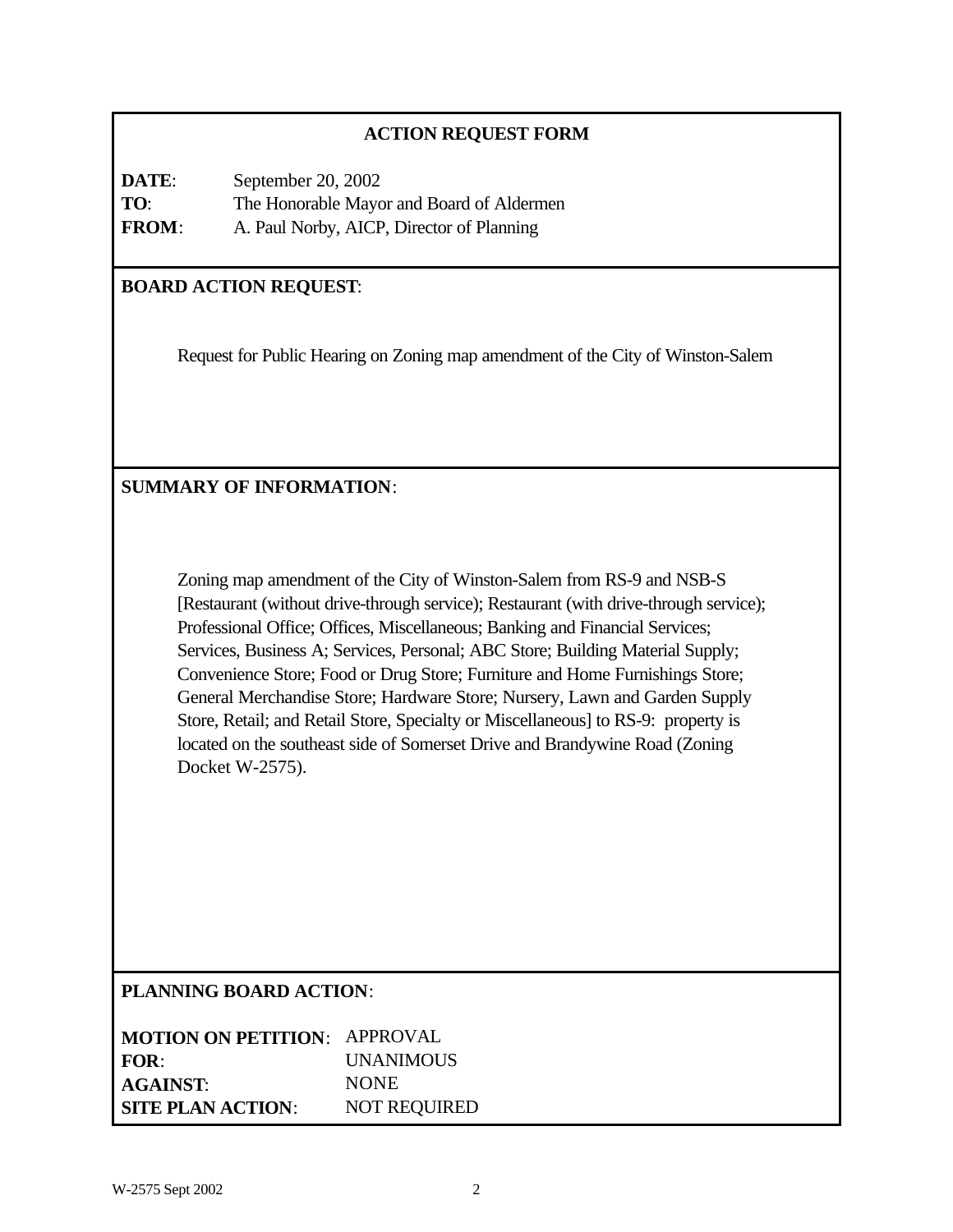## ACTION REQUEST FORM

**DATE**: September 20, 2002
**TO**: The Honorable Mayor and Board of Aldermen
**FROM**: A. Paul Norby, AICP, Director of Planning

**BOARD ACTION REQUEST**:

Request for Public Hearing on Zoning map amendment of the City of Winston-Salem

**SUMMARY OF INFORMATION**:

Zoning map amendment of the City of Winston-Salem from RS-9 and NSB-S [Restaurant (without drive-through service); Restaurant (with drive-through service); Professional Office; Offices, Miscellaneous; Banking and Financial Services; Services, Business A; Services, Personal; ABC Store; Building Material Supply; Convenience Store; Food or Drug Store; Furniture and Home Furnishings Store; General Merchandise Store; Hardware Store; Nursery, Lawn and Garden Supply Store, Retail; and Retail Store, Specialty or Miscellaneous] to RS-9: property is located on the southeast side of Somerset Drive and Brandywine Road (Zoning Docket W-2575).

**PLANNING BOARD ACTION**:

**MOTION ON PETITION**: APPROVAL
**FOR**: UNANIMOUS
**AGAINST**: NONE
**SITE PLAN ACTION**: NOT REQUIRED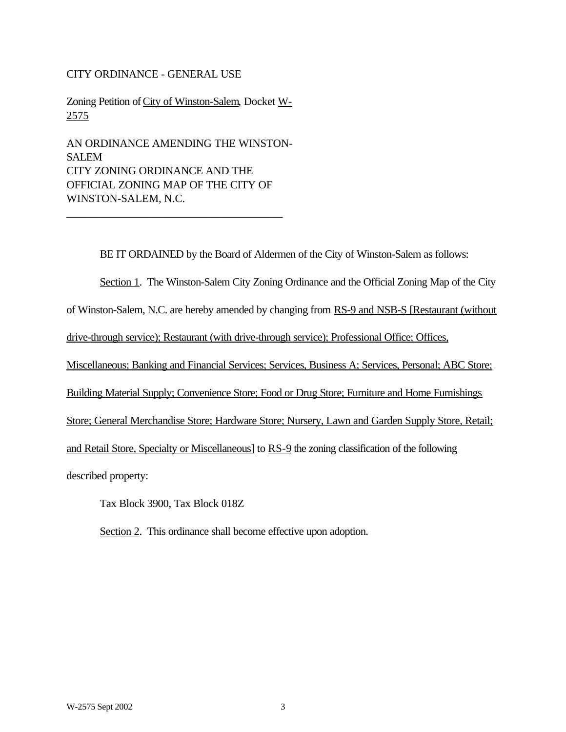CITY ORDINANCE - GENERAL USE

Zoning Petition of City of Winston-Salem, Docket W-2575

AN ORDINANCE AMENDING THE WINSTON-SALEM CITY ZONING ORDINANCE AND THE OFFICIAL ZONING MAP OF THE CITY OF WINSTON-SALEM, N.C.

---

BE IT ORDAINED by the Board of Aldermen of the City of Winston-Salem as follows:

Section 1. The Winston-Salem City Zoning Ordinance and the Official Zoning Map of the City of Winston-Salem, N.C. are hereby amended by changing from RS-9 and NSB-S [Restaurant (without drive-through service); Restaurant (with drive-through service); Professional Office; Offices, Miscellaneous; Banking and Financial Services; Services, Business A; Services, Personal; ABC Store; Building Material Supply; Convenience Store; Food or Drug Store; Furniture and Home Furnishings Store; General Merchandise Store; Hardware Store; Nursery, Lawn and Garden Supply Store, Retail; and Retail Store, Specialty or Miscellaneous] to RS-9 the zoning classification of the following described property:

Tax Block 3900, Tax Block 018Z

Section 2. This ordinance shall become effective upon adoption.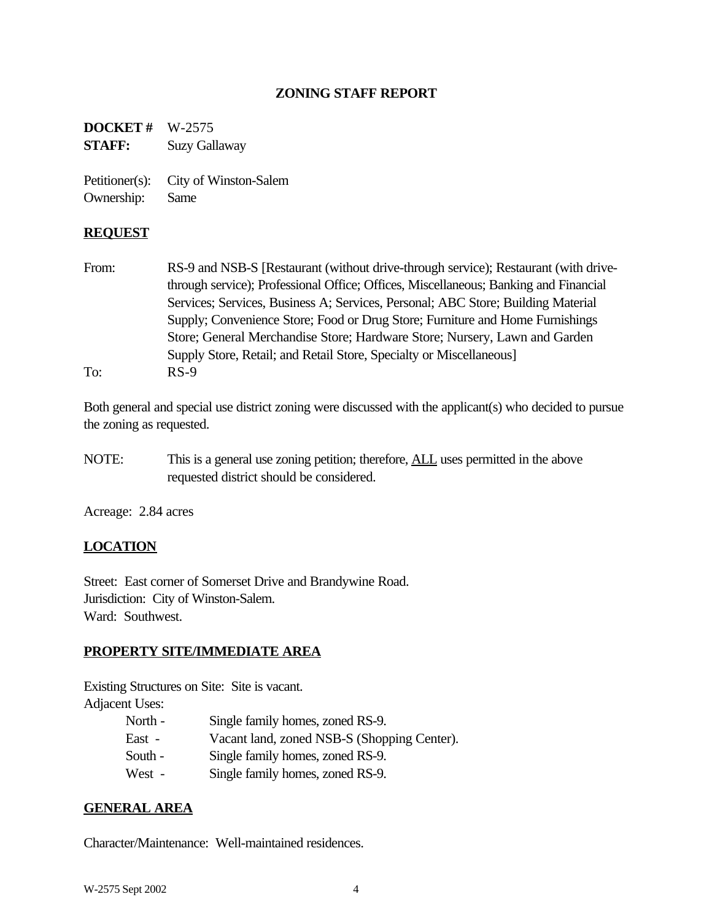## ZONING STAFF REPORT

**DOCKET #** W-2575
**STAFF:** Suzy Gallaway

Petitioner(s): City of Winston-Salem
Ownership: Same

### REQUEST

From: RS-9 and NSB-S [Restaurant (without drive-through service); Restaurant (with drive-through service); Professional Office; Offices, Miscellaneous; Banking and Financial Services; Services, Business A; Services, Personal; ABC Store; Building Material Supply; Convenience Store; Food or Drug Store; Furniture and Home Furnishings Store; General Merchandise Store; Hardware Store; Nursery, Lawn and Garden Supply Store, Retail; and Retail Store, Specialty or Miscellaneous]
To: RS-9

Both general and special use district zoning were discussed with the applicant(s) who decided to pursue the zoning as requested.

NOTE: This is a general use zoning petition; therefore, ALL uses permitted in the above requested district should be considered.

Acreage: 2.84 acres

### LOCATION

Street: East corner of Somerset Drive and Brandywine Road.
Jurisdiction: City of Winston-Salem.
Ward: Southwest.

### PROPERTY SITE/IMMEDIATE AREA

Existing Structures on Site: Site is vacant.
Adjacent Uses:

- North - Single family homes, zoned RS-9.
- East - Vacant land, zoned NSB-S (Shopping Center).
- South - Single family homes, zoned RS-9.
- West - Single family homes, zoned RS-9.

### GENERAL AREA

Character/Maintenance: Well-maintained residences.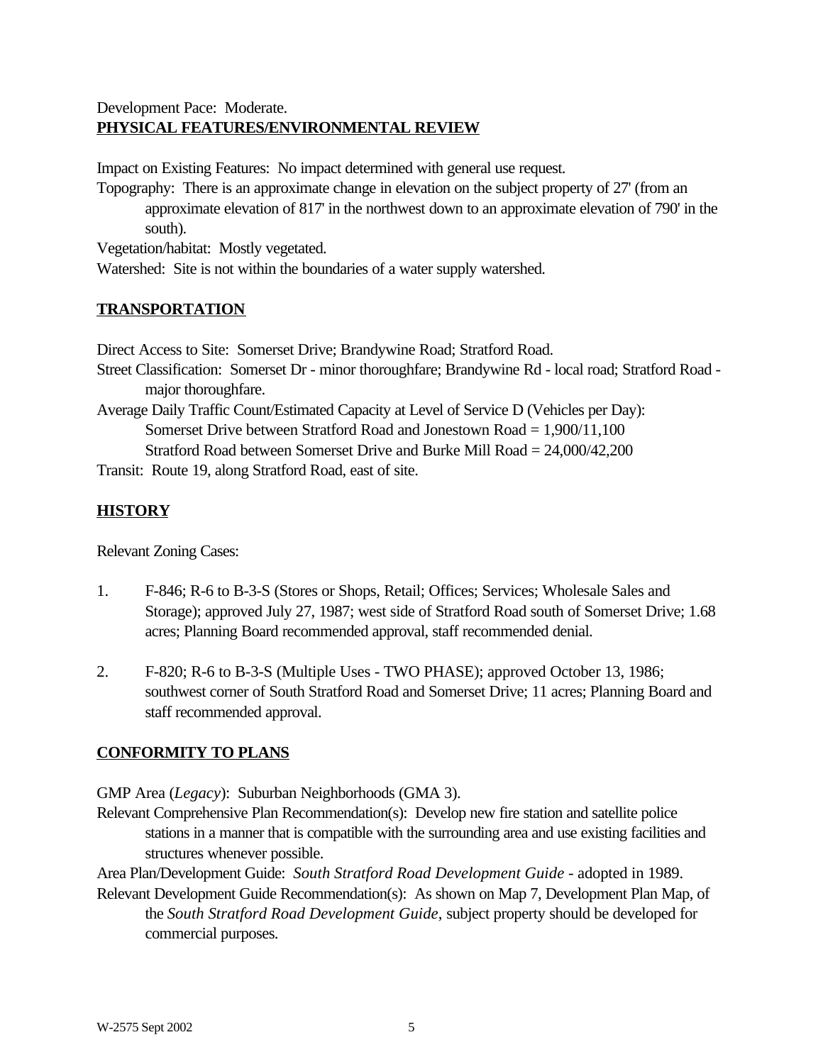Development Pace: Moderate.

## **PHYSICAL FEATURES/ENVIRONMENTAL REVIEW**

Impact on Existing Features: No impact determined with general use request.

Topography: There is an approximate change in elevation on the subject property of 27' (from an approximate elevation of 817' in the northwest down to an approximate elevation of 790' in the south).

Vegetation/habitat: Mostly vegetated.

Watershed: Site is not within the boundaries of a water supply watershed.

## **TRANSPORTATION**

Direct Access to Site: Somerset Drive; Brandywine Road; Stratford Road.

Street Classification: Somerset Dr - minor thoroughfare; Brandywine Rd - local road; Stratford Road - major thoroughfare.

Average Daily Traffic Count/Estimated Capacity at Level of Service D (Vehicles per Day):
Somerset Drive between Stratford Road and Jonestown Road = 1,900/11,100
Stratford Road between Somerset Drive and Burke Mill Road = 24,000/42,200

Transit: Route 19, along Stratford Road, east of site.

## **HISTORY**

Relevant Zoning Cases:

1. F-846; R-6 to B-3-S (Stores or Shops, Retail; Offices; Services; Wholesale Sales and Storage); approved July 27, 1987; west side of Stratford Road south of Somerset Drive; 1.68 acres; Planning Board recommended approval, staff recommended denial.

2. F-820; R-6 to B-3-S (Multiple Uses - TWO PHASE); approved October 13, 1986; southwest corner of South Stratford Road and Somerset Drive; 11 acres; Planning Board and staff recommended approval.

## **CONFORMITY TO PLANS**

GMP Area (*Legacy*): Suburban Neighborhoods (GMA 3).

Relevant Comprehensive Plan Recommendation(s): Develop new fire station and satellite police stations in a manner that is compatible with the surrounding area and use existing facilities and structures whenever possible.

Area Plan/Development Guide: *South Stratford Road Development Guide* - adopted in 1989.

Relevant Development Guide Recommendation(s): As shown on Map 7, Development Plan Map, of the *South Stratford Road Development Guide*, subject property should be developed for commercial purposes.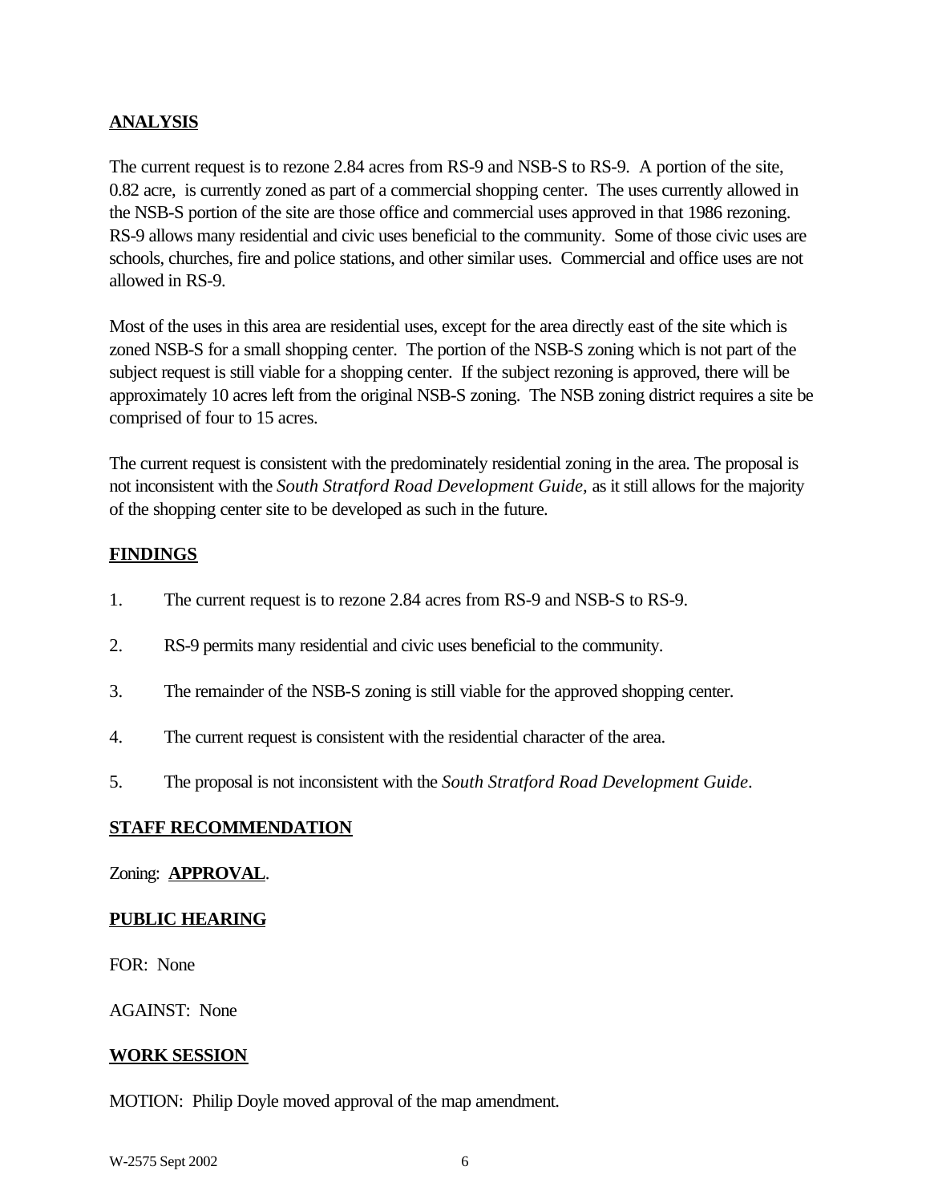## ANALYSIS

The current request is to rezone 2.84 acres from RS-9 and NSB-S to RS-9. A portion of the site, 0.82 acre, is currently zoned as part of a commercial shopping center. The uses currently allowed in the NSB-S portion of the site are those office and commercial uses approved in that 1986 rezoning. RS-9 allows many residential and civic uses beneficial to the community. Some of those civic uses are schools, churches, fire and police stations, and other similar uses. Commercial and office uses are not allowed in RS-9.

Most of the uses in this area are residential uses, except for the area directly east of the site which is zoned NSB-S for a small shopping center. The portion of the NSB-S zoning which is not part of the subject request is still viable for a shopping center. If the subject rezoning is approved, there will be approximately 10 acres left from the original NSB-S zoning. The NSB zoning district requires a site be comprised of four to 15 acres.

The current request is consistent with the predominately residential zoning in the area. The proposal is not inconsistent with the *South Stratford Road Development Guide*, as it still allows for the majority of the shopping center site to be developed as such in the future.

## FINDINGS

1. The current request is to rezone 2.84 acres from RS-9 and NSB-S to RS-9.
2. RS-9 permits many residential and civic uses beneficial to the community.
3. The remainder of the NSB-S zoning is still viable for the approved shopping center.
4. The current request is consistent with the residential character of the area.
5. The proposal is not inconsistent with the *South Stratford Road Development Guide*.

## STAFF RECOMMENDATION

Zoning: **APPROVAL**.

## PUBLIC HEARING

FOR: None

AGAINST: None

## WORK SESSION

MOTION: Philip Doyle moved approval of the map amendment.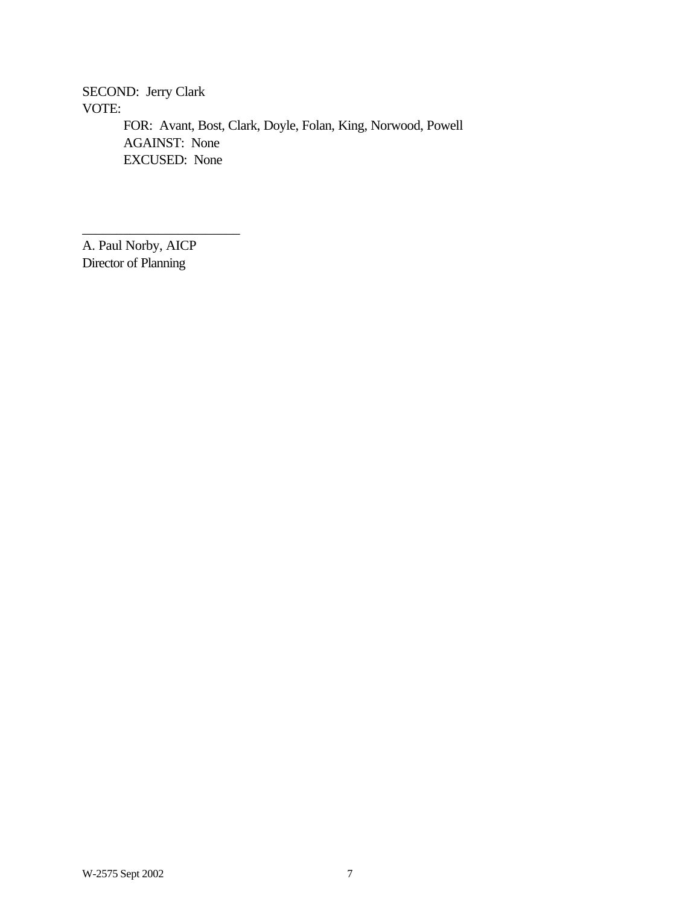SECOND: Jerry Clark
VOTE:

FOR: Avant, Bost, Clark, Doyle, Folan, King, Norwood, Powell
AGAINST: None
EXCUSED: None

\_\_\_\_\_\_\_\_\_\_\_\_\_\_\_\_\_\_\_\_\_\_\_\_\_

A. Paul Norby, AICP
Director of Planning